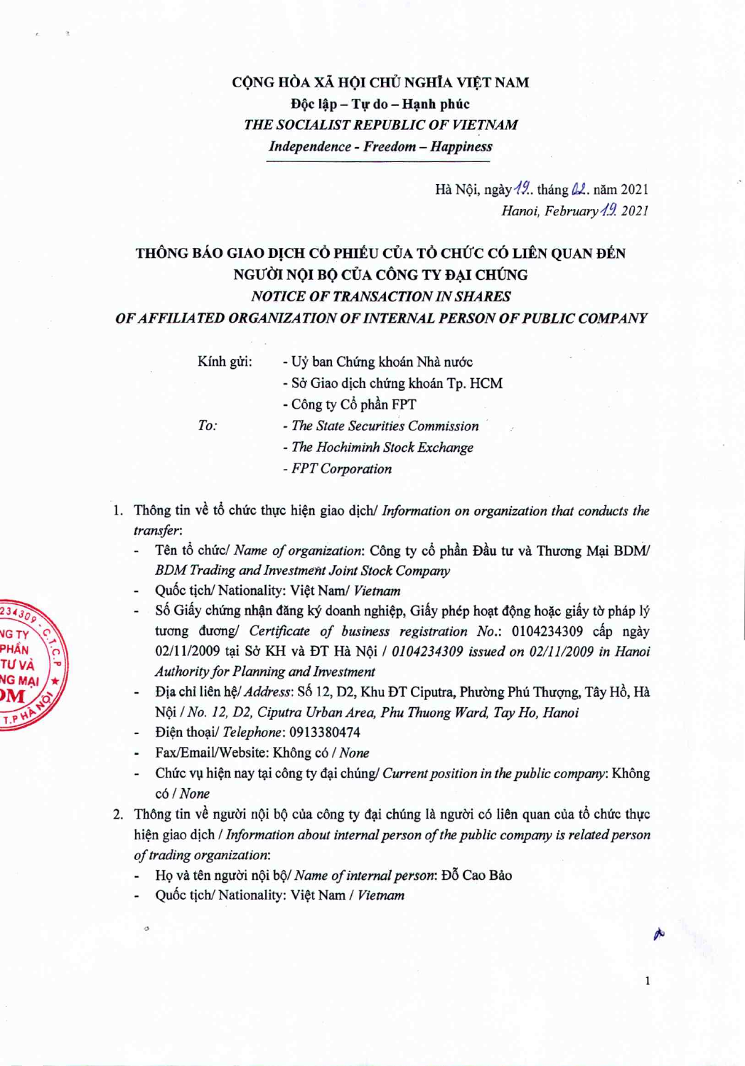**CỘNG HÒA XÃ HỘI CHỦ NGHĨA VIỆT NAM**
**Độc lập – Tự do – Hạnh phúc**
***THE SOCIALIST REPUBLIC OF VIETNAM***
***Independence - Freedom – Happiness***

Hà Nội, ngày 19. tháng 02. năm 2021
*Hanoi, February 19. 2021*

**THÔNG BÁO GIAO DỊCH CỔ PHIẾU CỦA TỔ CHỨC CÓ LIÊN QUAN ĐẾN NGƯỜI NỘI BỘ CỦA CÔNG TY ĐẠI CHÚNG**
***NOTICE OF TRANSACTION IN SHARES OF AFFILIATED ORGANIZATION OF INTERNAL PERSON OF PUBLIC COMPANY***

Kính gửi:
- Uỷ ban Chứng khoán Nhà nước
- Sở Giao dịch chứng khoán Tp. HCM
- Công ty Cổ phần FPT

*To:*
- *The State Securities Commission*
- *The Hochiminh Stock Exchange*
- *FPT Corporation*

1. Thông tin về tổ chức thực hiện giao dịch/ *Information on organization that conducts the transfer*:
   - Tên tổ chức/ *Name of organization*: Công ty cổ phần Đầu tư và Thương Mại BDM/ *BDM Trading and Investment Joint Stock Company*
   - Quốc tịch/ Nationality: Việt Nam/ *Vietnam*
   - Số Giấy chứng nhận đăng ký doanh nghiệp, Giấy phép hoạt động hoặc giấy tờ pháp lý tương đương/ *Certificate of business registration No.*: 0104234309 cấp ngày 02/11/2009 tại Sở KH và ĐT Hà Nội / *0104234309 issued on 02/11/2009 in Hanoi Authority for Planning and Investment*
   - Địa chỉ liên hệ/ *Address*: Số 12, D2, Khu ĐT Ciputra, Phường Phú Thượng, Tây Hồ, Hà Nội / *No. 12, D2, Ciputra Urban Area, Phu Thuong Ward, Tay Ho, Hanoi*
   - Điện thoại/ *Telephone*: 0913380474
   - Fax/Email/Website: Không có / *None*
   - Chức vụ hiện nay tại công ty đại chúng/ *Current position in the public company*: Không có / *None*
2. Thông tin về người nội bộ của công ty đại chúng là người có liên quan của tổ chức thực hiện giao dịch / *Information about internal person of the public company is related person of trading organization*:
   - Họ và tên người nội bộ/ *Name of internal person*: Đỗ Cao Bảo
   - Quốc tịch/ Nationality: Việt Nam / *Vietnam*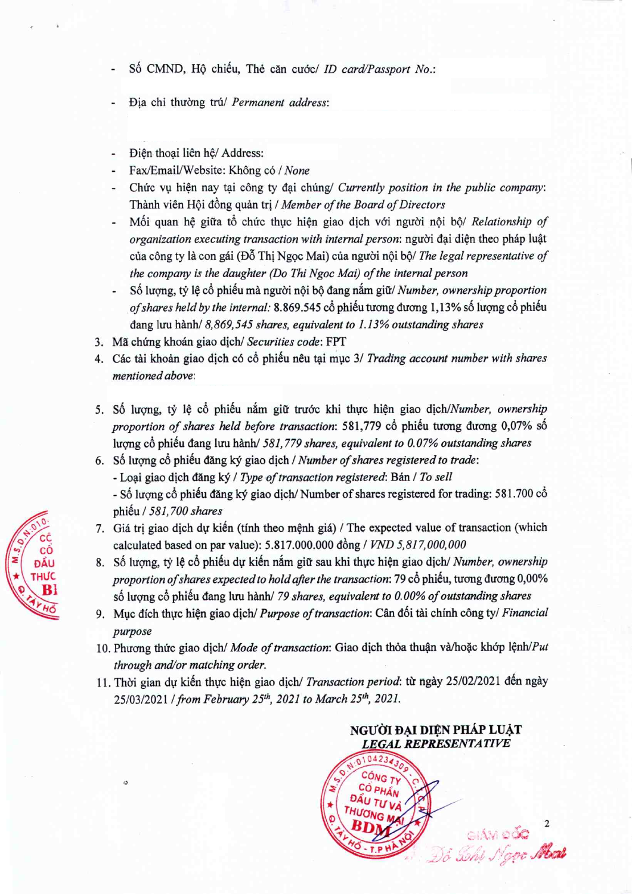- Số CMND, Hộ chiếu, Thẻ căn cước/ *ID card/Passport No.*:
- Địa chỉ thường trú/ *Permanent address*:
- Điện thoại liên hệ/ Address:
- Fax/Email/Website: Không có / *None*
- Chức vụ hiện nay tại công ty đại chúng/ *Currently position in the public company*: Thành viên Hội đồng quản trị / *Member of the Board of Directors*
- Mối quan hệ giữa tổ chức thực hiện giao dịch với người nội bộ/ *Relationship of organization executing transaction with internal person*: người đại diện theo pháp luật của công ty là con gái (Đỗ Thị Ngọc Mai) của người nội bộ/ *The legal representative of the company is the daughter (Do Thi Ngoc Mai) of the internal person*
- Số lượng, tỷ lệ cổ phiếu mà người nội bộ đang nắm giữ/ *Number, ownership proportion of shares held by the internal:* 8.869.545 cổ phiếu tương đương 1,13% số lượng cổ phiếu đang lưu hành/ *8,869,545 shares, equivalent to 1.13% outstanding shares*

3. Mã chứng khoán giao dịch/ *Securities code*: FPT
4. Các tài khoản giao dịch có cổ phiếu nêu tại mục 3/ *Trading account number with shares mentioned above*:
5. Số lượng, tỷ lệ cổ phiếu nắm giữ trước khi thực hiện giao dịch/*Number, ownership proportion of shares held before transaction*: 581,779 cổ phiếu tương đương 0,07% số lượng cổ phiếu đang lưu hành/ *581,779 shares, equivalent to 0.07% outstanding shares*
6. Số lượng cổ phiếu đăng ký giao dịch / *Number of shares registered to trade*:
   - Loại giao dịch đăng ký / *Type of transaction registered*: Bán / *To sell*
   - Số lượng cổ phiếu đăng ký giao dịch/ Number of shares registered for trading: 581.700 cổ phiếu / *581,700 shares*
7. Giá trị giao dịch dự kiến (tính theo mệnh giá) / The expected value of transaction (which calculated based on par value): 5.817.000.000 đồng / *VND 5,817,000,000*
8. Số lượng, tỷ lệ cổ phiếu dự kiến nắm giữ sau khi thực hiện giao dịch/ *Number, ownership proportion of shares expected to hold after the transaction*: 79 cổ phiếu, tương đương 0,00% số lượng cổ phiếu đang lưu hành/ *79 shares, equivalent to 0.00% of outstanding shares*
9. Mục đích thực hiện giao dịch/ *Purpose of transaction*: Cân đối tài chính công ty/ *Financial purpose*
10. Phương thức giao dịch/ *Mode of transaction*: Giao dịch thỏa thuận và/hoặc khớp lệnh/*Put through and/or matching order.*
11. Thời gian dự kiến thực hiện giao dịch/ *Transaction period*: từ ngày 25/02/2021 đến ngày 25/03/2021 / *from February 25th, 2021 to March 25th, 2021.*

**NGƯỜI ĐẠI DIỆN PHÁP LUẬT**
***LEGAL REPRESENTATIVE***

GIÁM ĐỐC

Đỗ Thị Ngọc Mai